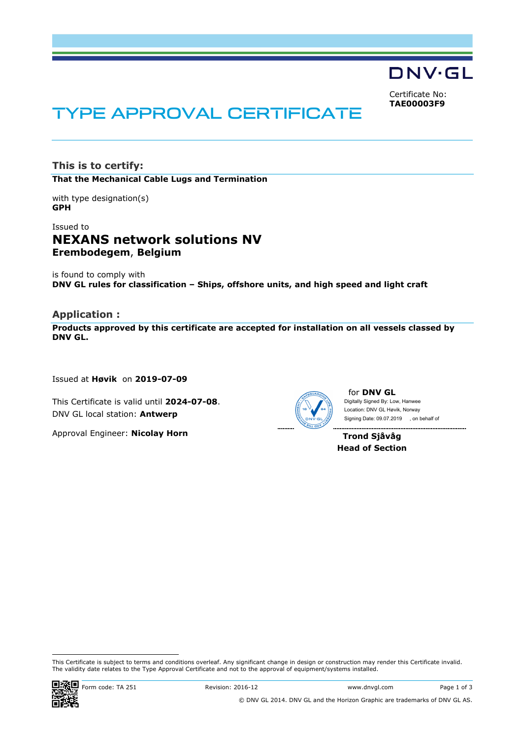DNV·GL

Certificate No:
**TAE00003F9**

# TYPE APPROVAL CERTIFICATE

## This is to certify:

**That the Mechanical Cable Lugs and Termination**

with type designation(s)
**GPH**

Issued to
## NEXANS network solutions NV
**Erembodegem**, **Belgium**

is found to comply with
**DNV GL rules for classification – Ships, offshore units, and high speed and light craft**

## Application :

**Products approved by this certificate are accepted for installation on all vessels classed by DNV GL.**

Issued at **Høvik** on **2019-07-09**

This Certificate is valid until **2024-07-08**.
DNV GL local station: **Antwerp**

Approval Engineer: **Nicolay Horn**

for **DNV GL**
Digitally Signed By: Low, Hanwee
Location: DNV GL Høvik, Norway
Signing Date: 09.07.2019 , on behalf of

**Trond Sjåvåg**
**Head of Section**

This Certificate is subject to terms and conditions overleaf. Any significant change in design or construction may render this Certificate invalid.
The validity date relates to the Type Approval Certificate and not to the approval of equipment/systems installed.

Form code: TA 251 Revision: 2016-12 www.dnvgl.com

© DNV GL 2014. DNV GL and the Horizon Graphic are trademarks of DNV GL AS.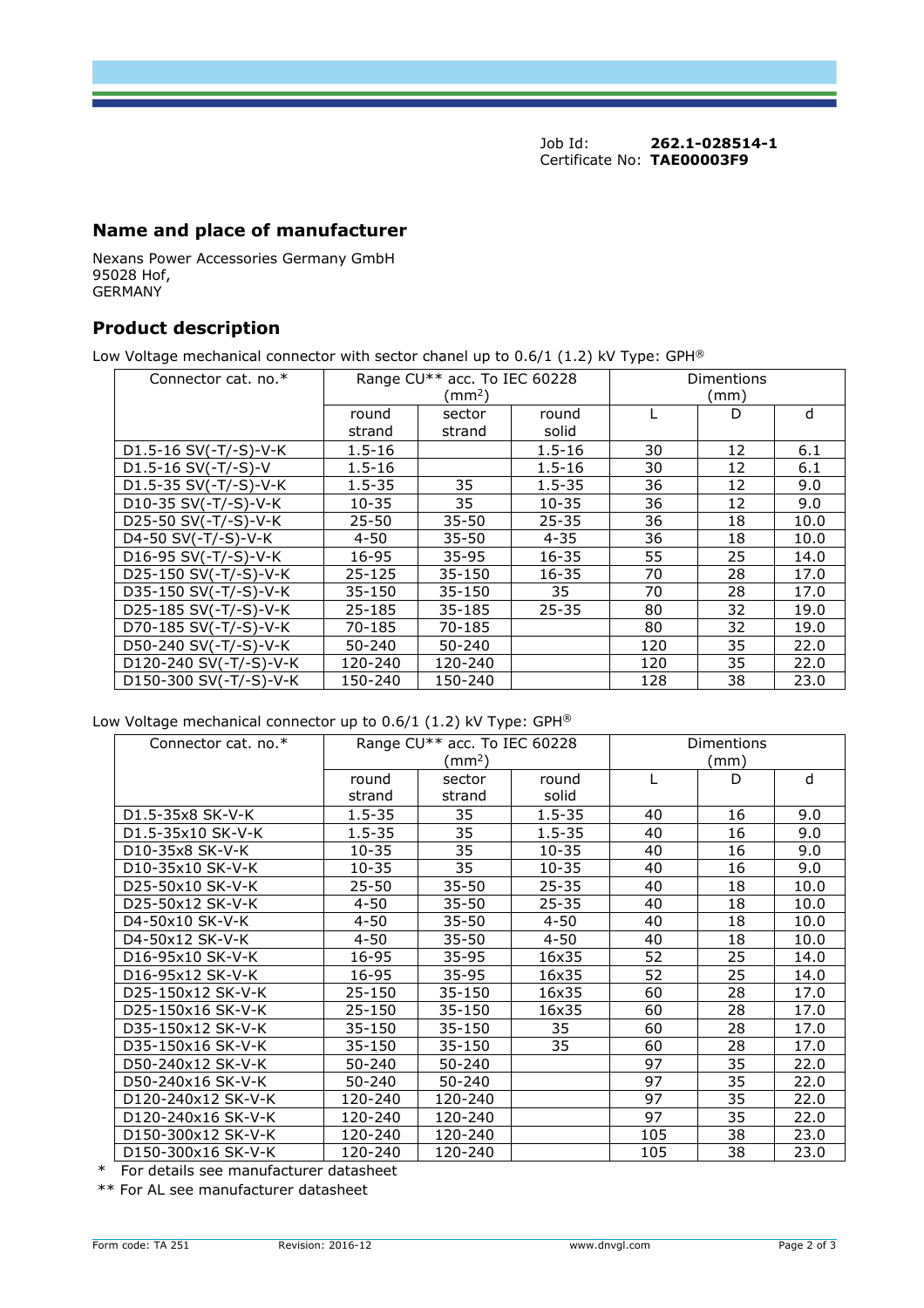Job Id: **262.1-028514-1**
Certificate No: **TAE00003F9**

## Name and place of manufacturer

Nexans Power Accessories Germany GmbH
95028 Hof,
GERMANY

## Product description

Low Voltage mechanical connector with sector chanel up to 0.6/1 (1.2) kV Type: GPH®

| Connector cat. no.* | Range CU** acc. To IEC 60228 ($mm^2$) | | | Dimentions (mm) | | |
|---|---|---|---|---|---|---|
| | round strand | sector strand | round solid | L | D | d |
| D1.5-16 SV(-T/-S)-V-K | 1.5-16 | | 1.5-16 | 30 | 12 | 6.1 |
| D1.5-16 SV(-T/-S)-V | 1.5-16 | | 1.5-16 | 30 | 12 | 6.1 |
| D1.5-35 SV(-T/-S)-V-K | 1.5-35 | 35 | 1.5-35 | 36 | 12 | 9.0 |
| D10-35 SV(-T/-S)-V-K | 10-35 | 35 | 10-35 | 36 | 12 | 9.0 |
| D25-50 SV(-T/-S)-V-K | 25-50 | 35-50 | 25-35 | 36 | 18 | 10.0 |
| D4-50 SV(-T/-S)-V-K | 4-50 | 35-50 | 4-35 | 36 | 18 | 10.0 |
| D16-95 SV(-T/-S)-V-K | 16-95 | 35-95 | 16-35 | 55 | 25 | 14.0 |
| D25-150 SV(-T/-S)-V-K | 25-125 | 35-150 | 16-35 | 70 | 28 | 17.0 |
| D35-150 SV(-T/-S)-V-K | 35-150 | 35-150 | 35 | 70 | 28 | 17.0 |
| D25-185 SV(-T/-S)-V-K | 25-185 | 35-185 | 25-35 | 80 | 32 | 19.0 |
| D70-185 SV(-T/-S)-V-K | 70-185 | 70-185 | | 80 | 32 | 19.0 |
| D50-240 SV(-T/-S)-V-K | 50-240 | 50-240 | | 120 | 35 | 22.0 |
| D120-240 SV(-T/-S)-V-K | 120-240 | 120-240 | | 120 | 35 | 22.0 |
| D150-300 SV(-T/-S)-V-K | 150-240 | 150-240 | | 128 | 38 | 23.0 |

Low Voltage mechanical connector up to 0.6/1 (1.2) kV Type: GPH®

| Connector cat. no.* | Range CU** acc. To IEC 60228 ($mm^2$) | | | Dimentions (mm) | | |
|---|---|---|---|---|---|---|
| | round strand | sector strand | round solid | L | D | d |
| D1.5-35x8 SK-V-K | 1.5-35 | 35 | 1.5-35 | 40 | 16 | 9.0 |
| D1.5-35x10 SK-V-K | 1.5-35 | 35 | 1.5-35 | 40 | 16 | 9.0 |
| D10-35x8 SK-V-K | 10-35 | 35 | 10-35 | 40 | 16 | 9.0 |
| D10-35x10 SK-V-K | 10-35 | 35 | 10-35 | 40 | 16 | 9.0 |
| D25-50x10 SK-V-K | 25-50 | 35-50 | 25-35 | 40 | 18 | 10.0 |
| D25-50x12 SK-V-K | 4-50 | 35-50 | 25-35 | 40 | 18 | 10.0 |
| D4-50x10 SK-V-K | 4-50 | 35-50 | 4-50 | 40 | 18 | 10.0 |
| D4-50x12 SK-V-K | 4-50 | 35-50 | 4-50 | 40 | 18 | 10.0 |
| D16-95x10 SK-V-K | 16-95 | 35-95 | 16x35 | 52 | 25 | 14.0 |
| D16-95x12 SK-V-K | 16-95 | 35-95 | 16x35 | 52 | 25 | 14.0 |
| D25-150x12 SK-V-K | 25-150 | 35-150 | 16x35 | 60 | 28 | 17.0 |
| D25-150x16 SK-V-K | 25-150 | 35-150 | 16x35 | 60 | 28 | 17.0 |
| D35-150x12 SK-V-K | 35-150 | 35-150 | 35 | 60 | 28 | 17.0 |
| D35-150x16 SK-V-K | 35-150 | 35-150 | 35 | 60 | 28 | 17.0 |
| D50-240x12 SK-V-K | 50-240 | 50-240 | | 97 | 35 | 22.0 |
| D50-240x16 SK-V-K | 50-240 | 50-240 | | 97 | 35 | 22.0 |
| D120-240x12 SK-V-K | 120-240 | 120-240 | | 97 | 35 | 22.0 |
| D120-240x16 SK-V-K | 120-240 | 120-240 | | 97 | 35 | 22.0 |
| D150-300x12 SK-V-K | 120-240 | 120-240 | | 105 | 38 | 23.0 |
| D150-300x16 SK-V-K | 120-240 | 120-240 | | 105 | 38 | 23.0 |

\* For details see manufacturer datasheet

** For AL see manufacturer datasheet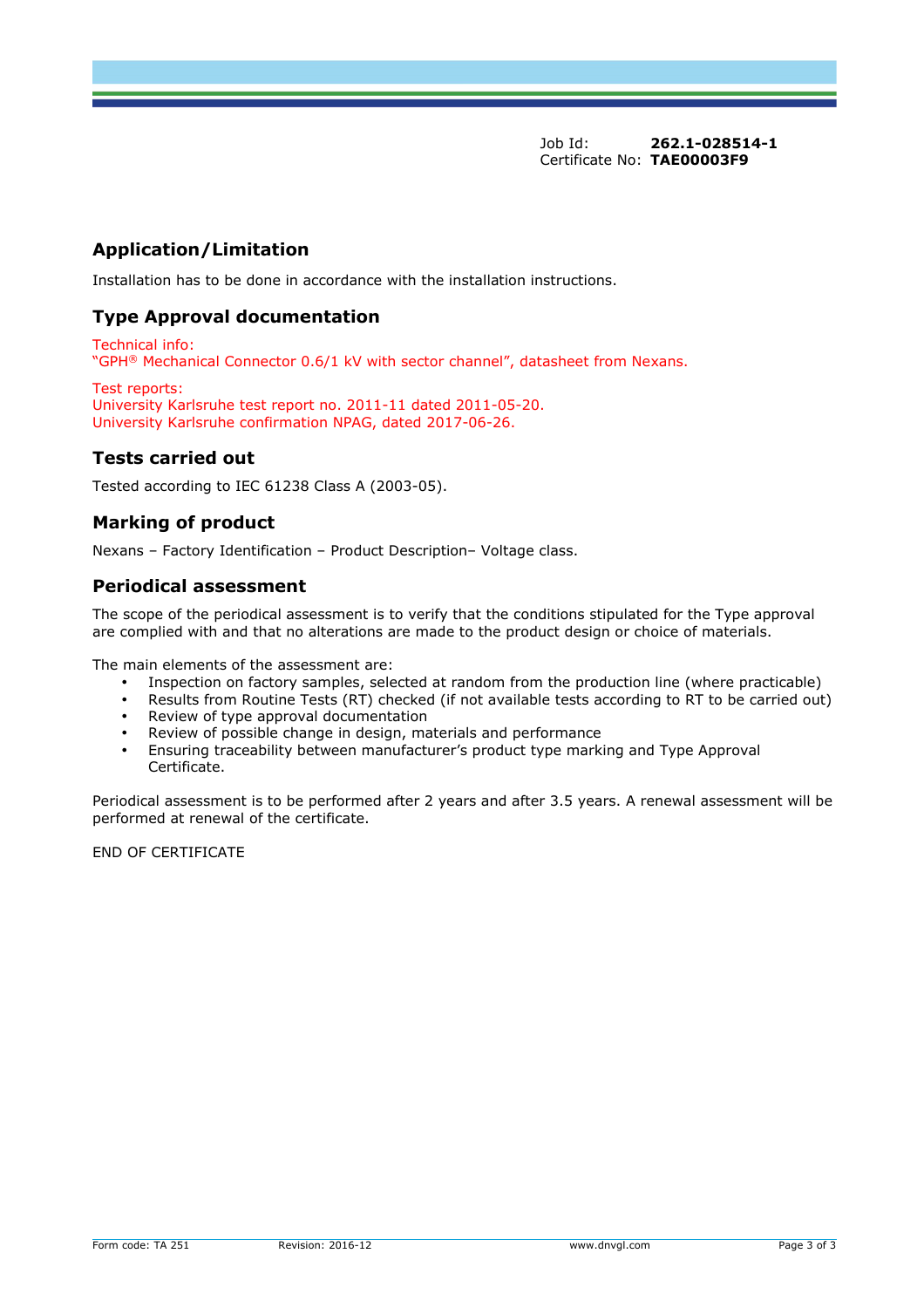Job Id: **262.1-028514-1**
Certificate No: **TAE00003F9**

## Application/Limitation

Installation has to be done in accordance with the installation instructions.

## Type Approval documentation

Technical info:
"GPH® Mechanical Connector 0.6/1 kV with sector channel", datasheet from Nexans.

Test reports:
University Karlsruhe test report no. 2011-11 dated 2011-05-20.
University Karlsruhe confirmation NPAG, dated 2017-06-26.

## Tests carried out

Tested according to IEC 61238 Class A (2003-05).

## Marking of product

Nexans – Factory Identification – Product Description– Voltage class.

## Periodical assessment

The scope of the periodical assessment is to verify that the conditions stipulated for the Type approval are complied with and that no alterations are made to the product design or choice of materials.

The main elements of the assessment are:

- Inspection on factory samples, selected at random from the production line (where practicable)
- Results from Routine Tests (RT) checked (if not available tests according to RT to be carried out)
- Review of type approval documentation
- Review of possible change in design, materials and performance
- Ensuring traceability between manufacturer's product type marking and Type Approval Certificate.

Periodical assessment is to be performed after 2 years and after 3.5 years. A renewal assessment will be performed at renewal of the certificate.

END OF CERTIFICATE